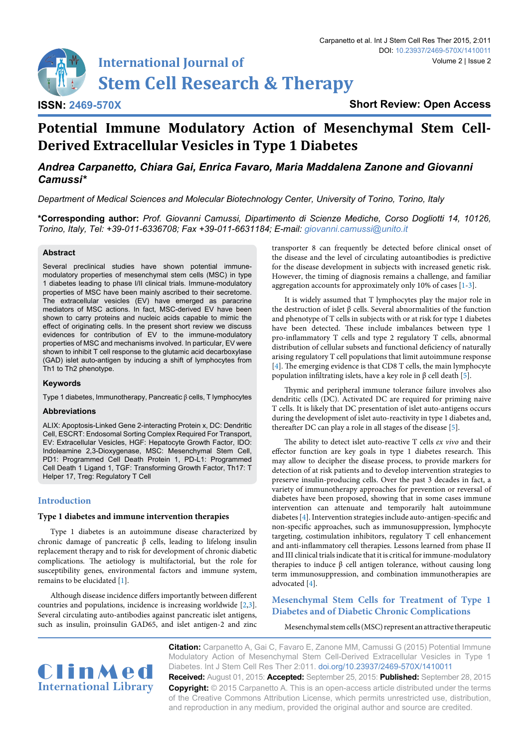Short Review: Open Access

# Potential Immune Modulatory Action of Mesenchymal Stem Cell-Derived Extracellular Vesicles in Type 1 Diabetes

***Andrea Carpanetto, Chiara Gai, Enrica Favaro, Maria Maddalena Zanone and Giovanni Camussi****

*Department of Medical Sciences and Molecular Biotechnology Center, University of Torino, Torino, Italy*

**\*Corresponding author:** *Prof. Giovanni Camussi, Dipartimento di Scienze Mediche, Corso Dogliotti 14, 10126, Torino, Italy, Tel: +39-011-6336708; Fax +39-011-6631184; E-mail: giovanni.camussi@unito.it*

### Abstract

Several preclinical studies have shown potential immune-modulatory properties of mesenchymal stem cells (MSC) in type 1 diabetes leading to phase I/II clinical trials. Immune-modulatory properties of MSC have been mainly ascribed to their secretome. The extracellular vesicles (EV) have emerged as paracrine mediators of MSC actions. In fact, MSC-derived EV have been shown to carry proteins and nucleic acids capable to mimic the effect of originating cells. In the present short review we discuss evidences for contribution of EV to the immune-modulatory properties of MSC and mechanisms involved. In particular, EV were shown to inhibit T cell response to the glutamic acid decarboxylase (GAD) islet auto-antigen by inducing a shift of lymphocytes from Th1 to Th2 phenotype.

### Keywords

Type 1 diabetes, Immunotherapy, Pancreatic β cells, T lymphocytes

### Abbreviations

ALIX: Apoptosis-Linked Gene 2-interacting Protein x, DC: Dendritic Cell, ESCRT: Endosomal Sorting Complex Required For Transport, EV: Extracellular Vesicles, HGF: Hepatocyte Growth Factor, IDO: Indoleamine 2,3-Dioxygenase, MSC: Mesenchymal Stem Cell, PD1: Programmed Cell Death Protein 1, PD-L1: Programmed Cell Death 1 Ligand 1, TGF: Transforming Growth Factor, Th17: T Helper 17, Treg: Regulatory T Cell

## Introduction

### Type 1 diabetes and immune intervention therapies

Type 1 diabetes is an autoimmune disease characterized by chronic damage of pancreatic β cells, leading to lifelong insulin replacement therapy and to risk for development of chronic diabetic complications. The aetiology is multifactorial, but the role for susceptibility genes, environmental factors and immune system, remains to be elucidated [1].

Although disease incidence differs importantly between different countries and populations, incidence is increasing worldwide [2,3]. Several circulating auto-antibodies against pancreatic islet antigens, such as insulin, proinsulin GAD65, and islet antigen-2 and zinc transporter 8 can frequently be detected before clinical onset of the disease and the level of circulating autoantibodies is predictive for the disease development in subjects with increased genetic risk. However, the timing of diagnosis remains a challenge, and familiar aggregation accounts for approximately only 10% of cases [1-3].

It is widely assumed that T lymphocytes play the major role in the destruction of islet β cells. Several abnormalities of the function and phenotype of T cells in subjects with or at risk for type 1 diabetes have been detected. These include imbalances between type 1 pro-inflammatory T cells and type 2 regulatory T cells, abnormal distribution of cellular subsets and functional deficiency of naturally arising regulatory T cell populations that limit autoimmune response [4]. The emerging evidence is that CD8 T cells, the main lymphocyte population infiltrating islets, have a key role in β cell death [5].

Thymic and peripheral immune tolerance failure involves also dendritic cells (DC). Activated DC are required for priming naive T cells. It is likely that DC presentation of islet auto-antigens occurs during the development of islet auto-reactivity in type 1 diabetes and, thereafter DC can play a role in all stages of the disease [5].

The ability to detect islet auto-reactive T cells *ex vivo* and their effector function are key goals in type 1 diabetes research. This may allow to decipher the disease process, to provide markers for detection of at risk patients and to develop intervention strategies to preserve insulin-producing cells. Over the past 3 decades in fact, a variety of immunotherapy approaches for prevention or reversal of diabetes have been proposed, showing that in some cases immune intervention can attenuate and temporarily halt autoimmune diabetes [4]. Intervention strategies include auto-antigen-specific and non-specific approaches, such as immunosuppression, lymphocyte targeting, costimulation inhibitors, regulatory T cell enhancement and anti-inflammatory cell therapies. Lessons learned from phase II and III clinical trials indicate that it is critical for immune-modulatory therapies to induce β cell antigen tolerance, without causing long term immunosuppression, and combination immunotherapies are advocated [4].

## Mesenchymal Stem Cells for Treatment of Type 1 Diabetes and of Diabetic Chronic Complications

Mesenchymal stem cells (MSC) represent an attractive therapeutic

**Citation:** Carpanetto A, Gai C, Favaro E, Zanone MM, Camussi G (2015) Potential Immune Modulatory Action of Mesenchymal Stem Cell-Derived Extracellular Vesicles in Type 1 Diabetes. Int J Stem Cell Res Ther 2:011. doi.org/10.23937/2469-570X/1410011

**Received:** August 01, 2015: **Accepted:** September 25, 2015: **Published:** September 28, 2015

**Copyright:** © 2015 Carpanetto A. This is an open-access article distributed under the terms of the Creative Commons Attribution License, which permits unrestricted use, distribution, and reproduction in any medium, provided the original author and source are credited.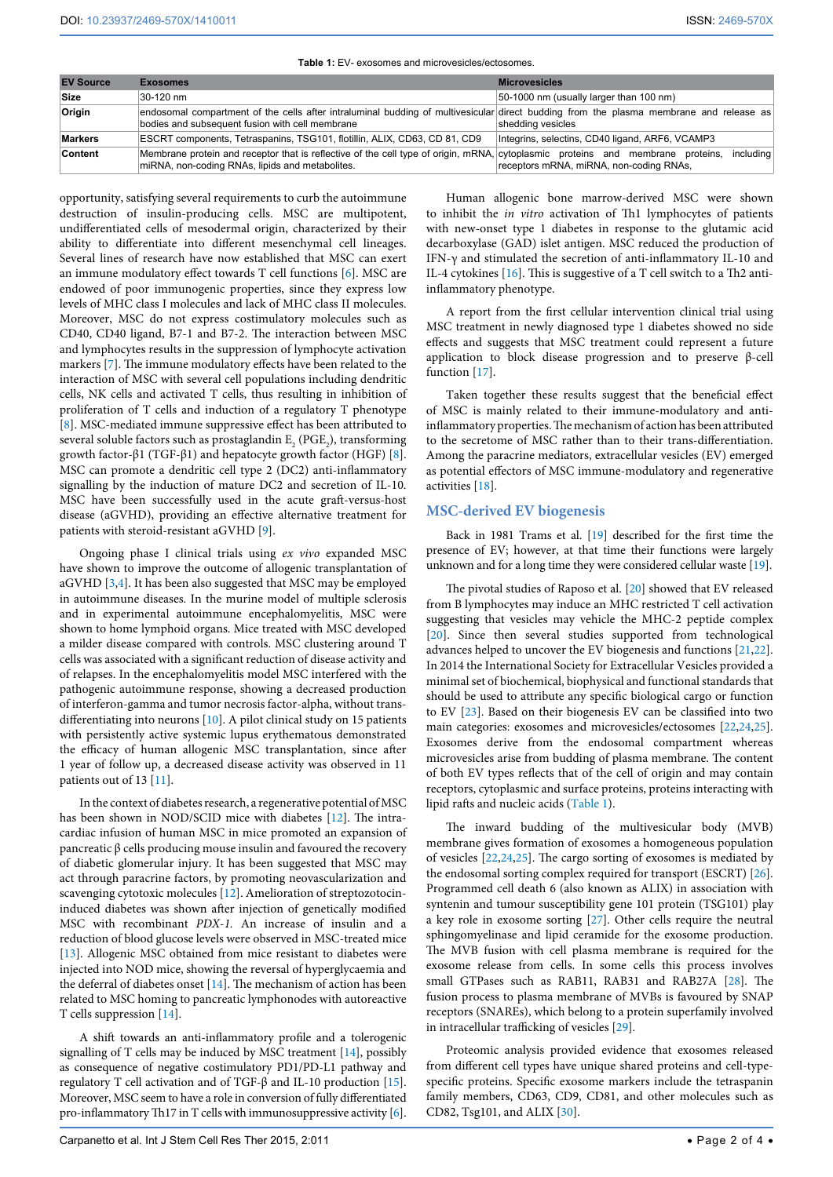**Table 1:** EV- exosomes and microvesicles/ectosomes.

| EV Source | Exosomes | Microvesicles |
|---|---|---|
| Size | 30-120 nm | 50-1000 nm (usually larger than 100 nm) |
| Origin | endosomal compartment of the cells after intraluminal budding of multivesicular bodies and subsequent fusion with cell membrane | direct budding from the plasma membrane and release as shedding vesicles |
| Markers | ESCRT components, Tetraspanins, TSG101, flotillin, ALIX, CD63, CD 81, CD9 | Integrins, selectins, CD40 ligand, ARF6, VCAMP3 |
| Content | Membrane protein and receptor that is reflective of the cell type of origin, mRNA, miRNA, non-coding RNAs, lipids and metabolites. | cytoplasmic proteins and membrane proteins, including receptors mRNA, miRNA, non-coding RNAs, |

opportunity, satisfying several requirements to curb the autoimmune destruction of insulin-producing cells. MSC are multipotent, undifferentiated cells of mesodermal origin, characterized by their ability to differentiate into different mesenchymal cell lineages. Several lines of research have now established that MSC can exert an immune modulatory effect towards T cell functions [6]. MSC are endowed of poor immunogenic properties, since they express low levels of MHC class I molecules and lack of MHC class II molecules. Moreover, MSC do not express costimulatory molecules such as CD40, CD40 ligand, B7-1 and B7-2. The interaction between MSC and lymphocytes results in the suppression of lymphocyte activation markers [7]. The immune modulatory effects have been related to the interaction of MSC with several cell populations including dendritic cells, NK cells and activated T cells, thus resulting in inhibition of proliferation of T cells and induction of a regulatory T phenotype [8]. MSC-mediated immune suppressive effect has been attributed to several soluble factors such as prostaglandin $E_2$ ($PGE_2$), transforming growth factor-β1 (TGF-β1) and hepatocyte growth factor (HGF) [8]. MSC can promote a dendritic cell type 2 (DC2) anti-inflammatory signalling by the induction of mature DC2 and secretion of IL-10. MSC have been successfully used in the acute graft-versus-host disease (aGVHD), providing an effective alternative treatment for patients with steroid-resistant aGVHD [9].

Ongoing phase I clinical trials using *ex vivo* expanded MSC have shown to improve the outcome of allogenic transplantation of aGVHD [3,4]. It has been also suggested that MSC may be employed in autoimmune diseases. In the murine model of multiple sclerosis and in experimental autoimmune encephalomyelitis, MSC were shown to home lymphoid organs. Mice treated with MSC developed a milder disease compared with controls. MSC clustering around T cells was associated with a significant reduction of disease activity and of relapses. In the encephalomyelitis model MSC interfered with the pathogenic autoimmune response, showing a decreased production of interferon-gamma and tumor necrosis factor-alpha, without trans-differentiating into neurons [10]. A pilot clinical study on 15 patients with persistently active systemic lupus erythematous demonstrated the efficacy of human allogenic MSC transplantation, since after 1 year of follow up, a decreased disease activity was observed in 11 patients out of 13 [11].

In the context of diabetes research, a regenerative potential of MSC has been shown in NOD/SCID mice with diabetes [12]. The intra-cardiac infusion of human MSC in mice promoted an expansion of pancreatic β cells producing mouse insulin and favoured the recovery of diabetic glomerular injury. It has been suggested that MSC may act through paracrine factors, by promoting neovascularization and scavenging cytotoxic molecules [12]. Amelioration of streptozotocin-induced diabetes was shown after injection of genetically modified MSC with recombinant *PDX-1.* An increase of insulin and a reduction of blood glucose levels were observed in MSC-treated mice [13]. Allogenic MSC obtained from mice resistant to diabetes were injected into NOD mice, showing the reversal of hyperglycaemia and the deferral of diabetes onset [14]. The mechanism of action has been related to MSC homing to pancreatic lymphonodes with autoreactive T cells suppression [14].

A shift towards an anti-inflammatory profile and a tolerogenic signalling of T cells may be induced by MSC treatment [14], possibly as consequence of negative costimulatory PD1/PD-L1 pathway and regulatory T cell activation and of TGF-β and IL-10 production [15]. Moreover, MSC seem to have a role in conversion of fully differentiated pro-inflammatory Th17 in T cells with immunosuppressive activity [6].

Human allogenic bone marrow-derived MSC were shown to inhibit the *in vitro* activation of Th1 lymphocytes of patients with new-onset type 1 diabetes in response to the glutamic acid decarboxylase (GAD) islet antigen. MSC reduced the production of IFN-γ and stimulated the secretion of anti-inflammatory IL-10 and IL-4 cytokines [16]. This is suggestive of a T cell switch to a Th2 anti-inflammatory phenotype.

A report from the first cellular intervention clinical trial using MSC treatment in newly diagnosed type 1 diabetes showed no side effects and suggests that MSC treatment could represent a future application to block disease progression and to preserve β-cell function [17].

Taken together these results suggest that the beneficial effect of MSC is mainly related to their immune-modulatory and anti-inflammatory properties. The mechanism of action has been attributed to the secretome of MSC rather than to their trans-differentiation. Among the paracrine mediators, extracellular vesicles (EV) emerged as potential effectors of MSC immune-modulatory and regenerative activities [18].

## MSC-derived EV biogenesis

Back in 1981 Trams et al. [19] described for the first time the presence of EV; however, at that time their functions were largely unknown and for a long time they were considered cellular waste [19].

The pivotal studies of Raposo et al. [20] showed that EV released from B lymphocytes may induce an MHC restricted T cell activation suggesting that vesicles may vehicle the MHC-2 peptide complex [20]. Since then several studies supported from technological advances helped to uncover the EV biogenesis and functions [21,22]. In 2014 the International Society for Extracellular Vesicles provided a minimal set of biochemical, biophysical and functional standards that should be used to attribute any specific biological cargo or function to EV [23]. Based on their biogenesis EV can be classified into two main categories: exosomes and microvesicles/ectosomes [22,24,25]. Exosomes derive from the endosomal compartment whereas microvesicles arise from budding of plasma membrane. The content of both EV types reflects that of the cell of origin and may contain receptors, cytoplasmic and surface proteins, proteins interacting with lipid rafts and nucleic acids (Table 1).

The inward budding of the multivesicular body (MVB) membrane gives formation of exosomes a homogeneous population of vesicles [22,24,25]. The cargo sorting of exosomes is mediated by the endosomal sorting complex required for transport (ESCRT) [26]. Programmed cell death 6 (also known as ALIX) in association with syntenin and tumour susceptibility gene 101 protein (TSG101) play a key role in exosome sorting [27]. Other cells require the neutral sphingomyelinase and lipid ceramide for the exosome production. The MVB fusion with cell plasma membrane is required for the exosome release from cells. In some cells this process involves small GTPases such as RAB11, RAB31 and RAB27A [28]. The fusion process to plasma membrane of MVBs is favoured by SNAP receptors (SNAREs), which belong to a protein superfamily involved in intracellular trafficking of vesicles [29].

Proteomic analysis provided evidence that exosomes released from different cell types have unique shared proteins and cell-type-specific proteins. Specific exosome markers include the tetraspanin family members, CD63, CD9, CD81, and other molecules such as CD82, Tsg101, and ALIX [30].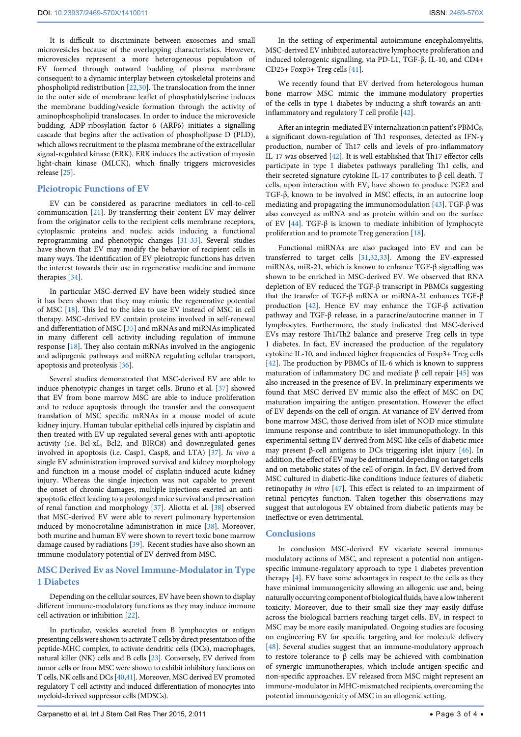It is difficult to discriminate between exosomes and small microvesicles because of the overlapping characteristics. However, microvesicles represent a more heterogeneous population of EV formed through outward budding of plasma membrane consequent to a dynamic interplay between cytoskeletal proteins and phospholipid redistribution [22,30]. The translocation from the inner to the outer side of membrane leaflet of phosphatidylserine induces the membrane budding/vesicle formation through the activity of aminophospholipid translocases. In order to induce the microvesicle budding, ADP-ribosylation factor 6 (ARF6) initiates a signalling cascade that begins after the activation of phospholipase D (PLD), which allows recruitment to the plasma membrane of the extracellular signal-regulated kinase (ERK). ERK induces the activation of myosin light-chain kinase (MLCK), which finally triggers microvesicles release [25].

## Pleiotropic Functions of EV

EV can be considered as paracrine mediators in cell-to-cell communication [21]. By transferring their content EV may deliver from the originator cells to the recipient cells membrane receptors, cytoplasmic proteins and nucleic acids inducing a functional reprogramming and phenotypic changes [31-33]. Several studies have shown that EV may modify the behavior of recipient cells in many ways. The identification of EV pleiotropic functions has driven the interest towards their use in regenerative medicine and immune therapies [34].

In particular MSC-derived EV have been widely studied since it has been shown that they may mimic the regenerative potential of MSC [18]. This led to the idea to use EV instead of MSC in cell therapy. MSC-derived EV contain proteins involved in self-renewal and differentiation of MSC [35] and mRNAs and miRNAs implicated in many different cell activity including regulation of immune response [18]. They also contain mRNAs involved in the angiogenic and adipogenic pathways and miRNA regulating cellular transport, apoptosis and proteolysis [36].

Several studies demonstrated that MSC-derived EV are able to induce phenotypic changes in target cells. Bruno et al. [37] showed that EV from bone marrow MSC are able to induce proliferation and to reduce apoptosis through the transfer and the consequent translation of MSC specific mRNAs in a mouse model of acute kidney injury. Human tubular epithelial cells injured by cisplatin and then treated with EV up-regulated several genes with anti-apoptotic activity (i.e. Bcl-xL, Bcl2, and BIRC8) and downregulated genes involved in apoptosis (i.e. Casp1, Casp8, and LTA) [37]. *In vivo* a single EV administration improved survival and kidney morphology and function in a mouse model of cisplatin-induced acute kidney injury. Whereas the single injection was not capable to prevent the onset of chronic damages, multiple injections exerted an anti-apoptotic effect leading to a prolonged mice survival and preservation of renal function and morphology [37]. Aliotta et al. [38] observed that MSC-derived EV were able to revert pulmonary hypertension induced by monocrotaline administration in mice [38]. Moreover, both murine and human EV were shown to revert toxic bone marrow damage caused by radiations [39]. Recent studies have also shown an immune-modulatory potential of EV derived from MSC.

## MSC Derived Ev as Novel Immune-Modulator in Type 1 Diabetes

Depending on the cellular sources, EV have been shown to display different immune-modulatory functions as they may induce immune cell activation or inhibition [22].

In particular, vesicles secreted from B lymphocytes or antigen presenting cells were shown to activate T cells by direct presentation of the peptide-MHC complex, to activate dendritic cells (DCs), macrophages, natural killer (NK) cells and B cells [23]. Conversely, EV derived from tumor cells or from MSC were shown to exhibit inhibitory functions on T cells, NK cells and DCs [40,41]. Moreover, MSC derived EV promoted regulatory T cell activity and induced differentiation of monocytes into myeloid-derived suppressor cells (MDSCs).

In the setting of experimental autoimmune encephalomyelitis, MSC-derived EV inhibited autoreactive lymphocyte proliferation and induced tolerogenic signalling, via PD-L1, TGF-β, IL-10, and CD4+ CD25+ Foxp3+ Treg cells [41].

We recently found that EV derived from heterologous human bone marrow MSC mimic the immune-modulatory properties of the cells in type 1 diabetes by inducing a shift towards an anti-inflammatory and regulatory T cell profile [42].

After an integrin-mediated EV internalization in patient's PBMCs, a significant down-regulation of Th1 responses, detected as IFN-γ production, number of Th17 cells and levels of pro-inflammatory IL-17 was observed [42]. It is well established that Th17 effector cells participate in type 1 diabetes pathways paralleling Th1 cells, and their secreted signature cytokine IL-17 contributes to β cell death. T cells, upon interaction with EV, have shown to produce PGE2 and TGF-β, known to be involved in MSC effects, in an autocrine loop mediating and propagating the immunomodulation [43]. TGF-β was also conveyed as mRNA and as protein within and on the surface of EV [44]. TGF-β is known to mediate inhibition of lymphocyte proliferation and to promote Treg generation [18].

Functional miRNAs are also packaged into EV and can be transferred to target cells [31,32,33]. Among the EV-expressed miRNAs, miR-21, which is known to enhance TGF-β signalling was shown to be enriched in MSC-derived EV. We observed that RNA depletion of EV reduced the TGF-β transcript in PBMCs suggesting that the transfer of TGF-β mRNA or miRNA-21 enhances TGF-β production [42]. Hence EV may enhance the TGF-β activation pathway and TGF-β release, in a paracrine/autocrine manner in T lymphocytes. Furthermore, the study indicated that MSC-derived EVs may restore Th1/Th2 balance and preserve Treg cells in type 1 diabetes. In fact, EV increased the production of the regulatory cytokine IL-10, and induced higher frequencies of Foxp3+ Treg cells [42]. The production by PBMCs of IL-6 which is known to suppress maturation of inflammatory DC and mediate β cell repair [45] was also increased in the presence of EV. In preliminary experiments we found that MSC derived EV mimic also the effect of MSC on DC maturation impairing the antigen presentation. However the effect of EV depends on the cell of origin. At variance of EV derived from bone marrow MSC, those derived from islet of NOD mice stimulate immune response and contribute to islet immunopathology. In this experimental setting EV derived from MSC-like cells of diabetic mice may present β-cell antigens to DCs triggering islet injury [46]. In addition, the effect of EV may be detrimental depending on target cells and on metabolic states of the cell of origin. In fact, EV derived from MSC cultured in diabetic-like conditions induce features of diabetic retinopathy *in vitro* [47]. This effect is related to an impairment of retinal pericytes function. Taken together this observations may suggest that autologous EV obtained from diabetic patients may be ineffective or even detrimental.

## Conclusions

In conclusion MSC-derived EV vicariate several immune-modulatory actions of MSC, and represent a potential non antigen-specific immune-regulatory approach to type 1 diabetes prevention therapy [4]. EV have some advantages in respect to the cells as they have minimal immunogenicity allowing an allogenic use and, being naturally occurring component of biological fluids, have a low inherent toxicity. Moreover, due to their small size they may easily diffuse across the biological barriers reaching target cells. EV, in respect to MSC may be more easily manipulated. Ongoing studies are focusing on engineering EV for specific targeting and for molecule delivery [48]. Several studies suggest that an immune-modulatory approach to restore tolerance to β cells may be achieved with combination of synergic immunotherapies, which include antigen-specific and non-specific approaches. EV released from MSC might represent an immune-modulator in MHC-mismatched recipients, overcoming the potential immunogenicity of MSC in an allogenic setting.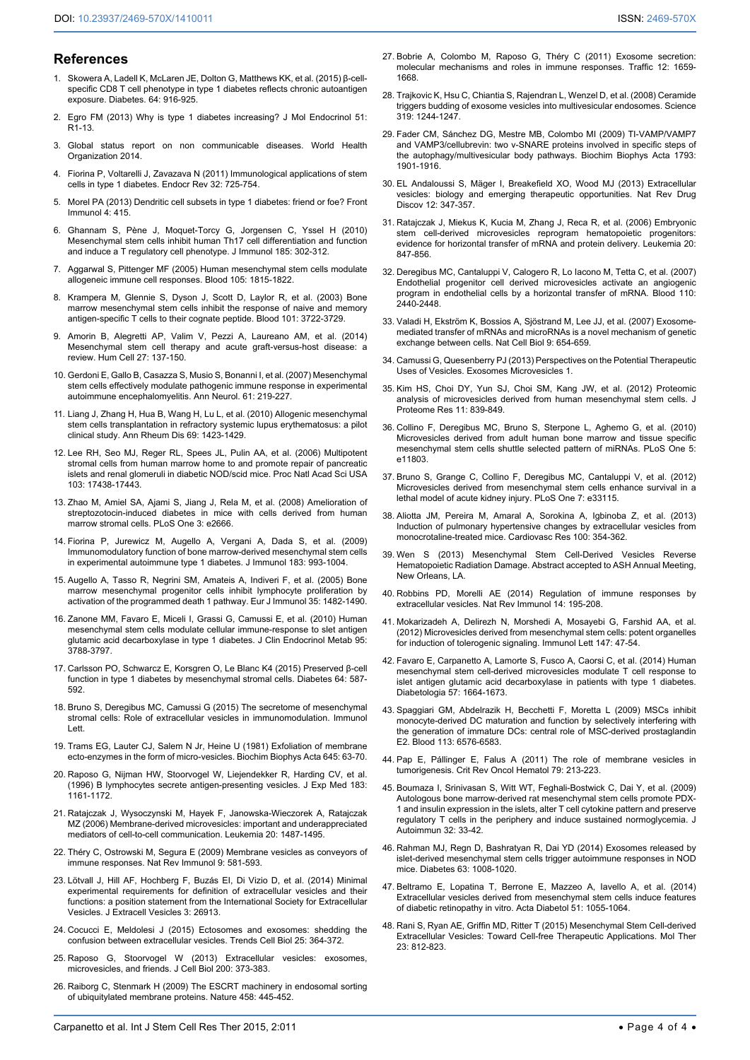## References

1. Skowera A, Ladell K, McLaren JE, Dolton G, Matthews KK, et al. (2015) β-cell-specific CD8 T cell phenotype in type 1 diabetes reflects chronic autoantigen exposure. Diabetes. 64: 916-925.
2. Egro FM (2013) Why is type 1 diabetes increasing? J Mol Endocrinol 51: R1-13.
3. Global status report on non communicable diseases. World Health Organization 2014.
4. Fiorina P, Voltarelli J, Zavazava N (2011) Immunological applications of stem cells in type 1 diabetes. Endocr Rev 32: 725-754.
5. Morel PA (2013) Dendritic cell subsets in type 1 diabetes: friend or foe? Front Immunol 4: 415.
6. Ghannam S, Pène J, Moquet-Torcy G, Jorgensen C, Yssel H (2010) Mesenchymal stem cells inhibit human Th17 cell differentiation and function and induce a T regulatory cell phenotype. J Immunol 185: 302-312.
7. Aggarwal S, Pittenger MF (2005) Human mesenchymal stem cells modulate allogeneic immune cell responses. Blood 105: 1815-1822.
8. Krampera M, Glennie S, Dyson J, Scott D, Laylor R, et al. (2003) Bone marrow mesenchymal stem cells inhibit the response of naive and memory antigen-specific T cells to their cognate peptide. Blood 101: 3722-3729.
9. Amorin B, Alegretti AP, Valim V, Pezzi A, Laureano AM, et al. (2014) Mesenchymal stem cell therapy and acute graft-versus-host disease: a review. Hum Cell 27: 137-150.
10. Gerdoni E, Gallo B, Casazza S, Musio S, Bonanni I, et al. (2007) Mesenchymal stem cells effectively modulate pathogenic immune response in experimental autoimmune encephalomyelitis. Ann Neurol. 61: 219-227.
11. Liang J, Zhang H, Hua B, Wang H, Lu L, et al. (2010) Allogenic mesenchymal stem cells transplantation in refractory systemic lupus erythematosus: a pilot clinical study. Ann Rheum Dis 69: 1423-1429.
12. Lee RH, Seo MJ, Reger RL, Spees JL, Pulin AA, et al. (2006) Multipotent stromal cells from human marrow home to and promote repair of pancreatic islets and renal glomeruli in diabetic NOD/scid mice. Proc Natl Acad Sci USA 103: 17438-17443.
13. Zhao M, Amiel SA, Ajami S, Jiang J, Rela M, et al. (2008) Amelioration of streptozotocin-induced diabetes in mice with cells derived from human marrow stromal cells. PLoS One 3: e2666.
14. Fiorina P, Jurewicz M, Augello A, Vergani A, Dada S, et al. (2009) Immunomodulatory function of bone marrow-derived mesenchymal stem cells in experimental autoimmune type 1 diabetes. J Immunol 183: 993-1004.
15. Augello A, Tasso R, Negrini SM, Amateis A, Indiveri F, et al. (2005) Bone marrow mesenchymal progenitor cells inhibit lymphocyte proliferation by activation of the programmed death 1 pathway. Eur J Immunol 35: 1482-1490.
16. Zanone MM, Favaro E, Miceli I, Grassi G, Camussi E, et al. (2010) Human mesenchymal stem cells modulate cellular immune-response to slet antigen glutamic acid decarboxylase in type 1 diabetes. J Clin Endocrinol Metab 95: 3788-3797.
17. Carlsson PO, Schwarcz E, Korsgren O, Le Blanc K4 (2015) Preserved β-cell function in type 1 diabetes by mesenchymal stromal cells. Diabetes 64: 587-592.
18. Bruno S, Deregibus MC, Camussi G (2015) The secretome of mesenchymal stromal cells: Role of extracellular vesicles in immunomodulation. Immunol Lett.
19. Trams EG, Lauter CJ, Salem N Jr, Heine U (1981) Exfoliation of membrane ecto-enzymes in the form of micro-vesicles. Biochim Biophys Acta 645: 63-70.
20. Raposo G, Nijman HW, Stoorvogel W, Liejendekker R, Harding CV, et al. (1996) B lymphocytes secrete antigen-presenting vesicles. J Exp Med 183: 1161-1172.
21. Ratajczak J, Wysoczynski M, Hayek F, Janowska-Wieczorek A, Ratajczak MZ (2006) Membrane-derived microvesicles: important and underappreciated mediators of cell-to-cell communication. Leukemia 20: 1487-1495.
22. Théry C, Ostrowski M, Segura E (2009) Membrane vesicles as conveyors of immune responses. Nat Rev Immunol 9: 581-593.
23. Lötvall J, Hill AF, Hochberg F, Buzás EI, Di Vizio D, et al. (2014) Minimal experimental requirements for definition of extracellular vesicles and their functions: a position statement from the International Society for Extracellular Vesicles. J Extracell Vesicles 3: 26913.
24. Cocucci E, Meldolesi J (2015) Ectosomes and exosomes: shedding the confusion between extracellular vesicles. Trends Cell Biol 25: 364-372.
25. Raposo G, Stoorvogel W (2013) Extracellular vesicles: exosomes, microvesicles, and friends. J Cell Biol 200: 373-383.
26. Raiborg C, Stenmark H (2009) The ESCRT machinery in endosomal sorting of ubiquitylated membrane proteins. Nature 458: 445-452.
27. Bobrie A, Colombo M, Raposo G, Théry C (2011) Exosome secretion: molecular mechanisms and roles in immune responses. Traffic 12: 1659-1668.
28. Trajkovic K, Hsu C, Chiantia S, Rajendran L, Wenzel D, et al. (2008) Ceramide triggers budding of exosome vesicles into multivesicular endosomes. Science 319: 1244-1247.
29. Fader CM, Sánchez DG, Mestre MB, Colombo MI (2009) TI-VAMP/VAMP7 and VAMP3/cellubrevin: two v-SNARE proteins involved in specific steps of the autophagy/multivesicular body pathways. Biochim Biophys Acta 1793: 1901-1916.
30. EL Andaloussi S, Mäger I, Breakefield XO, Wood MJ (2013) Extracellular vesicles: biology and emerging therapeutic opportunities. Nat Rev Drug Discov 12: 347-357.
31. Ratajczak J, Miekus K, Kucia M, Zhang J, Reca R, et al. (2006) Embryonic stem cell-derived microvesicles reprogram hematopoietic progenitors: evidence for horizontal transfer of mRNA and protein delivery. Leukemia 20: 847-856.
32. Deregibus MC, Cantaluppi V, Calogero R, Lo Iacono M, Tetta C, et al. (2007) Endothelial progenitor cell derived microvesicles activate an angiogenic program in endothelial cells by a horizontal transfer of mRNA. Blood 110: 2440-2448.
33. Valadi H, Ekström K, Bossios A, Sjöstrand M, Lee JJ, et al. (2007) Exosome-mediated transfer of mRNAs and microRNAs is a novel mechanism of genetic exchange between cells. Nat Cell Biol 9: 654-659.
34. Camussi G, Quesenberry PJ (2013) Perspectives on the Potential Therapeutic Uses of Vesicles. Exosomes Microvesicles 1.
35. Kim HS, Choi DY, Yun SJ, Choi SM, Kang JW, et al. (2012) Proteomic analysis of microvesicles derived from human mesenchymal stem cells. J Proteome Res 11: 839-849.
36. Collino F, Deregibus MC, Bruno S, Sterpone L, Aghemo G, et al. (2010) Microvesicles derived from adult human bone marrow and tissue specific mesenchymal stem cells shuttle selected pattern of miRNAs. PLoS One 5: e11803.
37. Bruno S, Grange C, Collino F, Deregibus MC, Cantaluppi V, et al. (2012) Microvesicles derived from mesenchymal stem cells enhance survival in a lethal model of acute kidney injury. PLoS One 7: e33115.
38. Aliotta JM, Pereira M, Amaral A, Sorokina A, Igbinoba Z, et al. (2013) Induction of pulmonary hypertensive changes by extracellular vesicles from monocrotaline-treated mice. Cardiovasc Res 100: 354-362.
39. Wen S (2013) Mesenchymal Stem Cell-Derived Vesicles Reverse Hematopoietic Radiation Damage. Abstract accepted to ASH Annual Meeting, New Orleans, LA.
40. Robbins PD, Morelli AE (2014) Regulation of immune responses by extracellular vesicles. Nat Rev Immunol 14: 195-208.
41. Mokarizadeh A, Delirezh N, Morshedi A, Mosayebi G, Farshid AA, et al. (2012) Microvesicles derived from mesenchymal stem cells: potent organelles for induction of tolerogenic signaling. Immunol Lett 147: 47-54.
42. Favaro E, Carpanetto A, Lamorte S, Fusco A, Caorsi C, et al. (2014) Human mesenchymal stem cell-derived microvesicles modulate T cell response to islet antigen glutamic acid decarboxylase in patients with type 1 diabetes. Diabetologia 57: 1664-1673.
43. Spaggiari GM, Abdelrazik H, Becchetti F, Moretta L (2009) MSCs inhibit monocyte-derived DC maturation and function by selectively interfering with the generation of immature DCs: central role of MSC-derived prostaglandin E2. Blood 113: 6576-6583.
44. Pap E, Pállinger E, Falus A (2011) The role of membrane vesicles in tumorigenesis. Crit Rev Oncol Hematol 79: 213-223.
45. Boumaza I, Srinivasan S, Witt WT, Feghali-Bostwick C, Dai Y, et al. (2009) Autologous bone marrow-derived rat mesenchymal stem cells promote PDX-1 and insulin expression in the islets, alter T cell cytokine pattern and preserve regulatory T cells in the periphery and induce sustained normoglycemia. J Autoimmun 32: 33-42.
46. Rahman MJ, Regn D, Bashratyan R, Dai YD (2014) Exosomes released by islet-derived mesenchymal stem cells trigger autoimmune responses in NOD mice. Diabetes 63: 1008-1020.
47. Beltramo E, Lopatina T, Berrone E, Mazzeo A, Iavello A, et al. (2014) Extracellular vesicles derived from mesenchymal stem cells induce features of diabetic retinopathy in vitro. Acta Diabetol 51: 1055-1064.
48. Rani S, Ryan AE, Griffin MD, Ritter T (2015) Mesenchymal Stem Cell-derived Extracellular Vesicles: Toward Cell-free Therapeutic Applications. Mol Ther 23: 812-823.